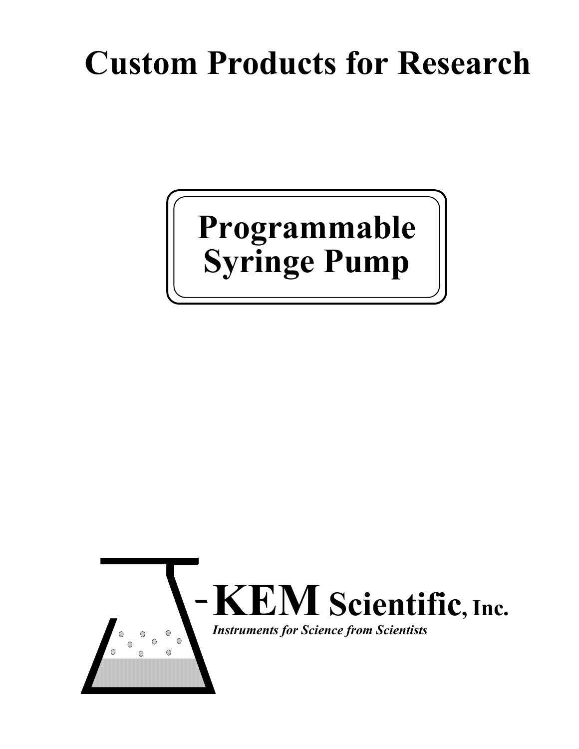# Custom Products for Research

## Programmable Syringe Pump

-KEM Scientific, Inc.

*Instruments for Science from Scientists*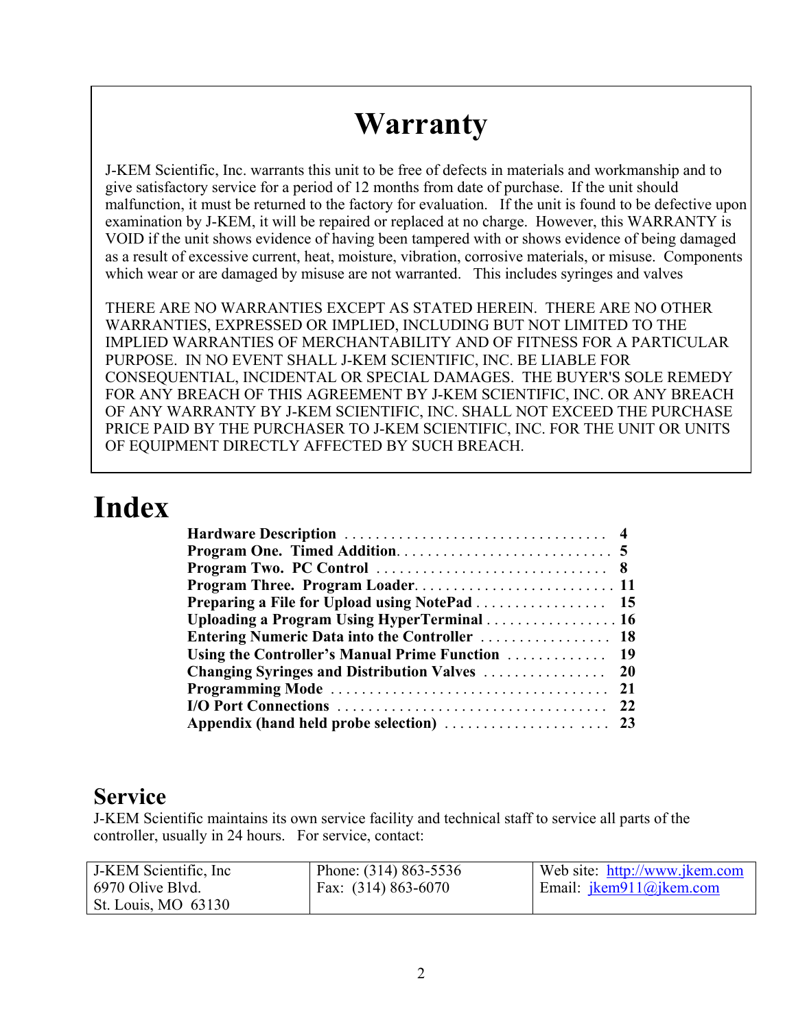# Warranty

J-KEM Scientific, Inc. warrants this unit to be free of defects in materials and workmanship and to give satisfactory service for a period of 12 months from date of purchase. If the unit should malfunction, it must be returned to the factory for evaluation. If the unit is found to be defective upon examination by J-KEM, it will be repaired or replaced at no charge. However, this WARRANTY is VOID if the unit shows evidence of having been tampered with or shows evidence of being damaged as a result of excessive current, heat, moisture, vibration, corrosive materials, or misuse. Components which wear or are damaged by misuse are not warranted. This includes syringes and valves

THERE ARE NO WARRANTIES EXCEPT AS STATED HEREIN. THERE ARE NO OTHER WARRANTIES, EXPRESSED OR IMPLIED, INCLUDING BUT NOT LIMITED TO THE IMPLIED WARRANTIES OF MERCHANTABILITY AND OF FITNESS FOR A PARTICULAR PURPOSE. IN NO EVENT SHALL J-KEM SCIENTIFIC, INC. BE LIABLE FOR CONSEQUENTIAL, INCIDENTAL OR SPECIAL DAMAGES. THE BUYER'S SOLE REMEDY FOR ANY BREACH OF THIS AGREEMENT BY J-KEM SCIENTIFIC, INC. OR ANY BREACH OF ANY WARRANTY BY J-KEM SCIENTIFIC, INC. SHALL NOT EXCEED THE PURCHASE PRICE PAID BY THE PURCHASER TO J-KEM SCIENTIFIC, INC. FOR THE UNIT OR UNITS OF EQUIPMENT DIRECTLY AFFECTED BY SUCH BREACH.

# Index

**Hardware Description** . . . . . . . . . . . . . . . . . . . . . . . . . . . . . . . . . . **4**
**Program One. Timed Addition** . . . . . . . . . . . . . . . . . . . . . . . . . . . **5**
**Program Two. PC Control** . . . . . . . . . . . . . . . . . . . . . . . . . . . . . . **8**
**Program Three. Program Loader** . . . . . . . . . . . . . . . . . . . . . . . . . **11**
**Preparing a File for Upload using NotePad** . . . . . . . . . . . . . . . . . **15**
**Uploading a Program Using HyperTerminal** . . . . . . . . . . . . . . . . . **16**
**Entering Numeric Data into the Controller** . . . . . . . . . . . . . . . . . **18**
**Using the Controller's Manual Prime Function** . . . . . . . . . . . . . **19**
**Changing Syringes and Distribution Valves** . . . . . . . . . . . . . . . . **20**
**Programming Mode** . . . . . . . . . . . . . . . . . . . . . . . . . . . . . . . . . . . **21**
**I/O Port Connections** . . . . . . . . . . . . . . . . . . . . . . . . . . . . . . . . . . **22**
**Appendix (hand held probe selection)** . . . . . . . . . . . . . . . . . . . . **23**

## Service

J-KEM Scientific maintains its own service facility and technical staff to service all parts of the controller, usually in 24 hours. For service, contact:

| | | |
|---|---|---|
| J-KEM Scientific, Inc<br>6970 Olive Blvd.<br>St. Louis, MO 63130 | Phone: (314) 863-5536<br>Fax: (314) 863-6070 | Web site: http://www.jkem.com<br>Email: jkem911@jkem.com |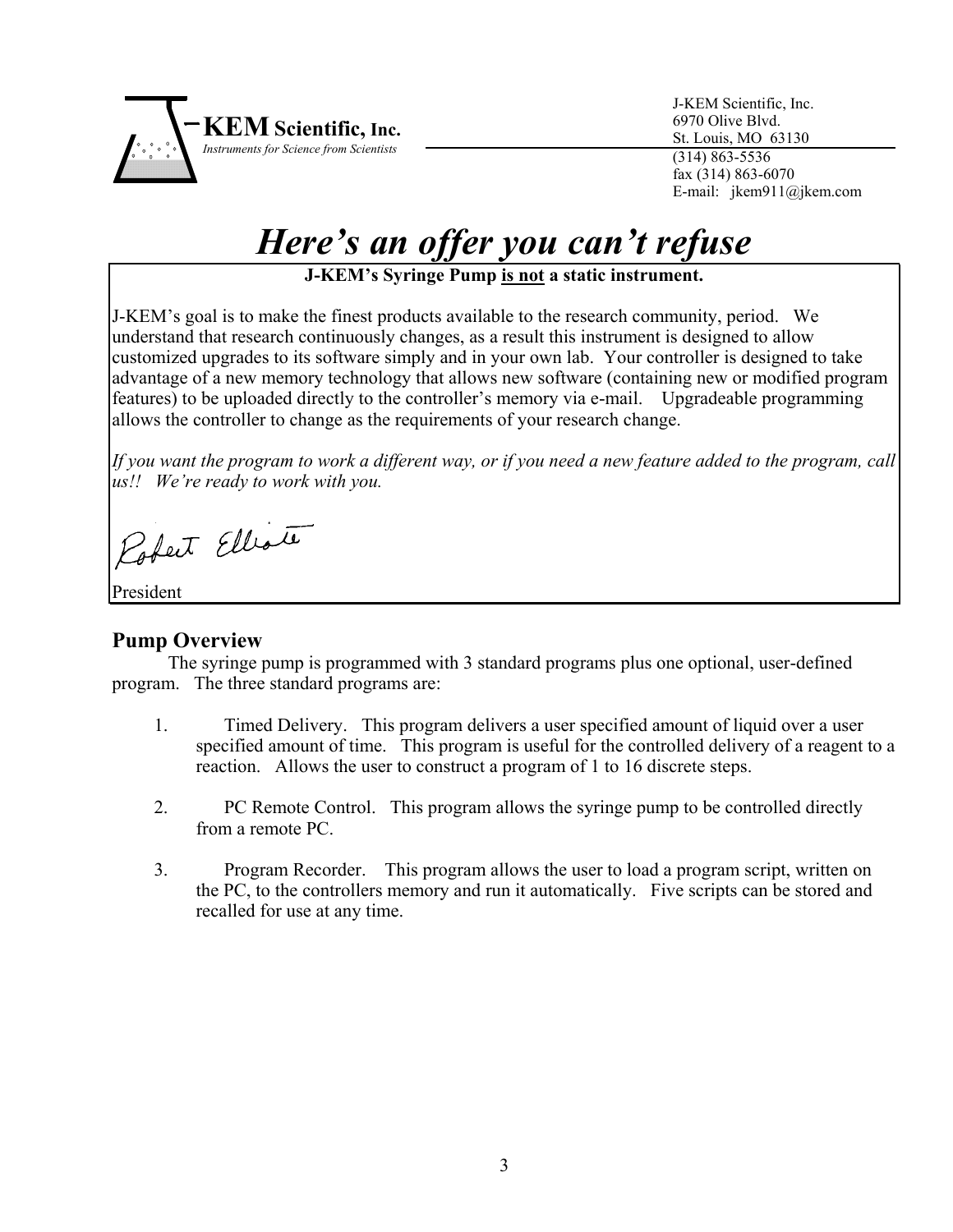**KEM Scientific, Inc.**
*Instruments for Science from Scientists*

J-KEM Scientific, Inc.
6970 Olive Blvd.
St. Louis, MO 63130
(314) 863-5536
fax (314) 863-6070
E-mail: jkem911@jkem.com

# *Here's an offer you can't refuse*

**J-KEM's Syringe Pump is not a static instrument.**

J-KEM's goal is to make the finest products available to the research community, period. We understand that research continuously changes, as a result this instrument is designed to allow customized upgrades to its software simply and in your own lab. Your controller is designed to take advantage of a new memory technology that allows new software (containing new or modified program features) to be uploaded directly to the controller's memory via e-mail. Upgradeable programming allows the controller to change as the requirements of your research change.

*If you want the program to work a different way, or if you need a new feature added to the program, call us!! We're ready to work with you.*

Robert Elliott
President

## Pump Overview

The syringe pump is programmed with 3 standard programs plus one optional, user-defined program. The three standard programs are:

1. Timed Delivery. This program delivers a user specified amount of liquid over a user specified amount of time. This program is useful for the controlled delivery of a reagent to a reaction. Allows the user to construct a program of 1 to 16 discrete steps.

2. PC Remote Control. This program allows the syringe pump to be controlled directly from a remote PC.

3. Program Recorder. This program allows the user to load a program script, written on the PC, to the controllers memory and run it automatically. Five scripts can be stored and recalled for use at any time.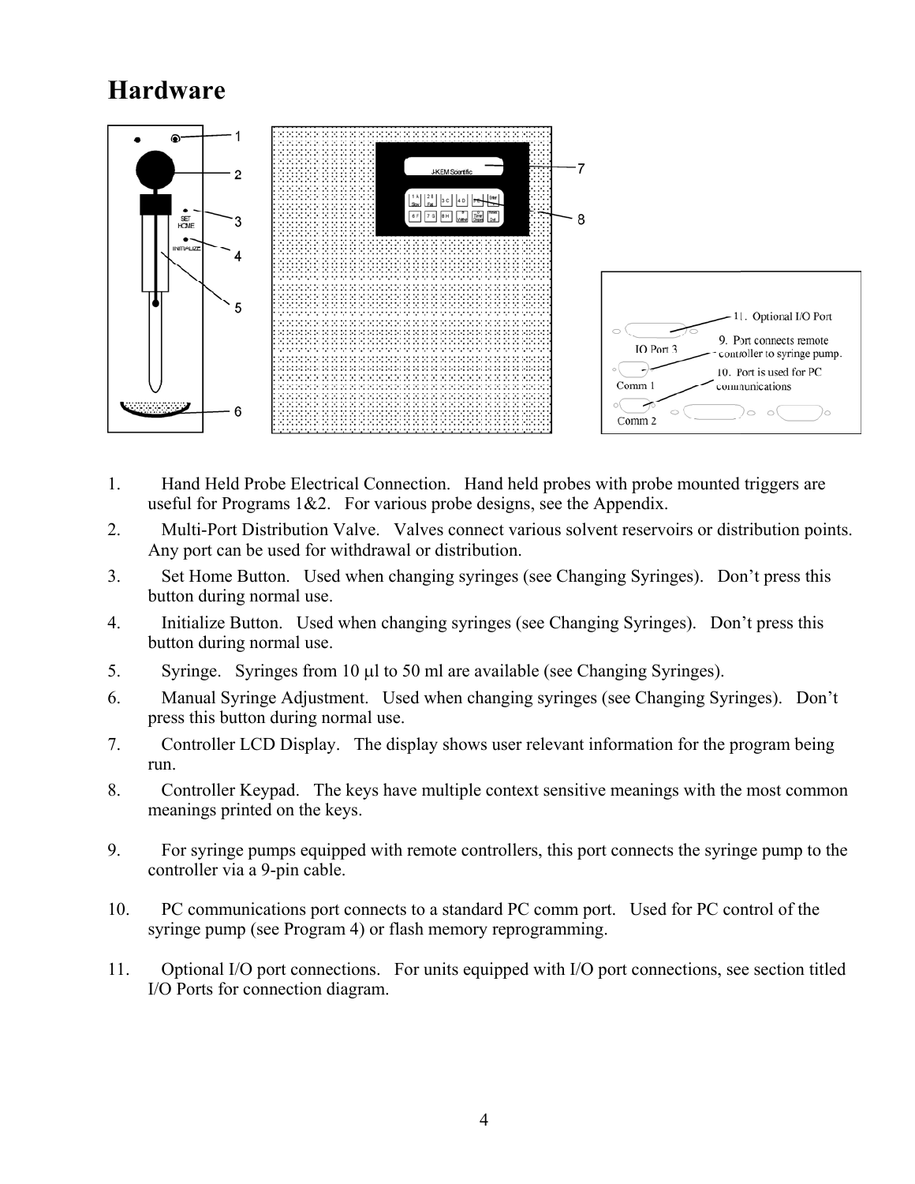# Hardware

1. Hand Held Probe Electrical Connection. Hand held probes with probe mounted triggers are useful for Programs 1&2. For various probe designs, see the Appendix.
2. Multi-Port Distribution Valve. Valves connect various solvent reservoirs or distribution points. Any port can be used for withdrawal or distribution.
3. Set Home Button. Used when changing syringes (see Changing Syringes). Don't press this button during normal use.
4. Initialize Button. Used when changing syringes (see Changing Syringes). Don't press this button during normal use.
5. Syringe. Syringes from 10 µl to 50 ml are available (see Changing Syringes).
6. Manual Syringe Adjustment. Used when changing syringes (see Changing Syringes). Don't press this button during normal use.
7. Controller LCD Display. The display shows user relevant information for the program being run.
8. Controller Keypad. The keys have multiple context sensitive meanings with the most common meanings printed on the keys.
9. For syringe pumps equipped with remote controllers, this port connects the syringe pump to the controller via a 9-pin cable.
10. PC communications port connects to a standard PC comm port. Used for PC control of the syringe pump (see Program 4) or flash memory reprogramming.
11. Optional I/O port connections. For units equipped with I/O port connections, see section titled I/O Ports for connection diagram.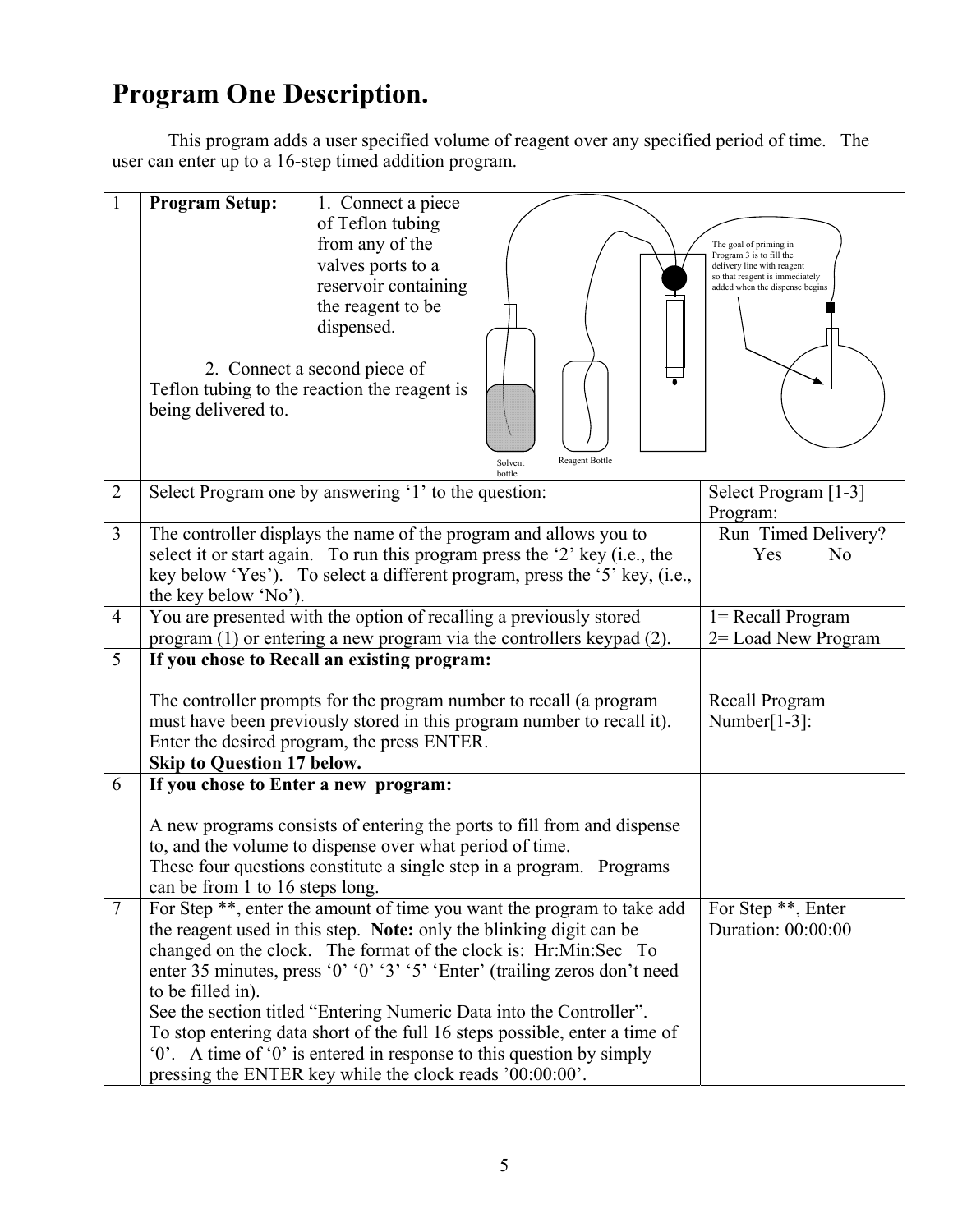# Program One Description.

This program adds a user specified volume of reagent over any specified period of time. The user can enter up to a 16-step timed addition program.

| | | |
|---|---|---|
| 1 | **Program Setup:** 1. Connect a piece of Teflon tubing from any of the valves ports to a reservoir containing the reagent to be dispensed.<br><br>2. Connect a second piece of Teflon tubing to the reaction the reagent is being delivered to. | The goal of priming in Program 3 is to fill the delivery line with reagent so that reagent is immediately added when the dispense begins<br>Solvent bottle<br>Reagent Bottle |
| 2 | Select Program one by answering '1' to the question: | Select Program [1-3]<br>Program: |
| 3 | The controller displays the name of the program and allows you to select it or start again. To run this program press the '2' key (i.e., the key below 'Yes'). To select a different program, press the '5' key, (i.e., the key below 'No'). | Run Timed Delivery?<br>Yes No |
| 4 | You are presented with the option of recalling a previously stored program (1) or entering a new program via the controllers keypad (2). | 1= Recall Program<br>2= Load New Program |
| 5 | **If you chose to Recall an existing program:**<br><br>The controller prompts for the program number to recall (a program must have been previously stored in this program number to recall it). Enter the desired program, the press ENTER.<br>**Skip to Question 17 below.** | Recall Program Number[1-3]: |
| 6 | **If you chose to Enter a new program:**<br><br>A new programs consists of entering the ports to fill from and dispense to, and the volume to dispense over what period of time.<br>These four questions constitute a single step in a program. Programs can be from 1 to 16 steps long. | |
| 7 | For Step **, enter the amount of time you want the program to take add the reagent used in this step. **Note:** only the blinking digit can be changed on the clock. The format of the clock is: Hr:Min:Sec To enter 35 minutes, press '0' '0' '3' '5' 'Enter' (trailing zeros don't need to be filled in).<br>See the section titled "Entering Numeric Data into the Controller".<br>To stop entering data short of the full 16 steps possible, enter a time of '0'. A time of '0' is entered in response to this question by simply pressing the ENTER key while the clock reads '00:00:00'. | For Step **, Enter Duration: 00:00:00 |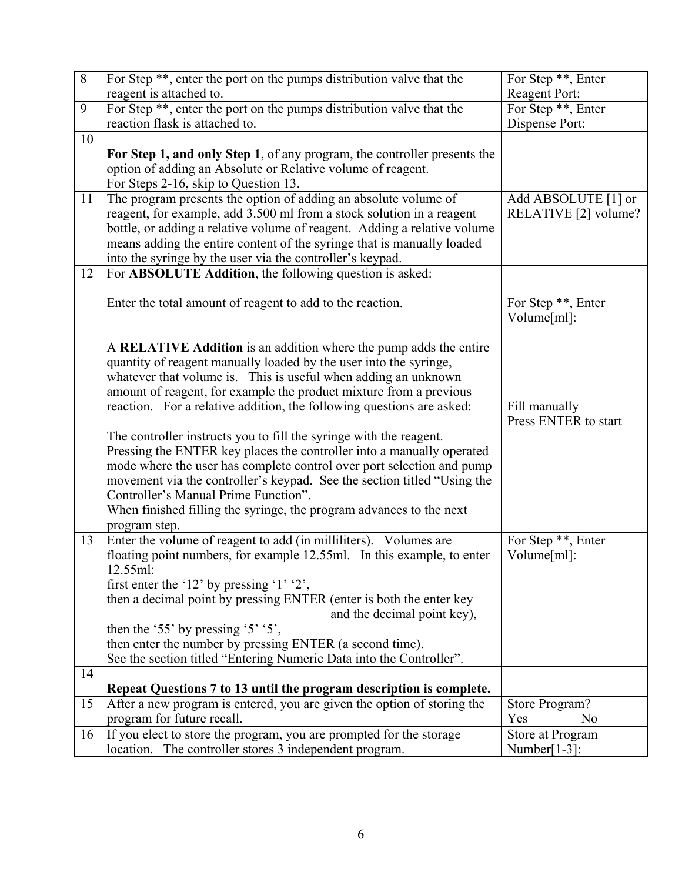| | | |
|---|---|---|
| 8 | For Step **, enter the port on the pumps distribution valve that the reagent is attached to. | For Step **, Enter Reagent Port: |
| 9 | For Step **, enter the port on the pumps distribution valve that the reaction flask is attached to. | For Step **, Enter Dispense Port: |
| 10 | **For Step 1, and only Step 1**, of any program, the controller presents the option of adding an Absolute or Relative volume of reagent.<br>For Steps 2-16, skip to Question 13. | |
| 11 | The program presents the option of adding an absolute volume of reagent, for example, add 3.500 ml from a stock solution in a reagent bottle, or adding a relative volume of reagent. Adding a relative volume means adding the entire content of the syringe that is manually loaded into the syringe by the user via the controller's keypad. | Add ABSOLUTE [1] or RELATIVE [2] volume? |
| 12 | For **ABSOLUTE Addition**, the following question is asked:<br><br>Enter the total amount of reagent to add to the reaction.<br><br>A **RELATIVE Addition** is an addition where the pump adds the entire quantity of reagent manually loaded by the user into the syringe, whatever that volume is. This is useful when adding an unknown amount of reagent, for example the product mixture from a previous reaction. For a relative addition, the following questions are asked:<br><br>The controller instructs you to fill the syringe with the reagent. Pressing the ENTER key places the controller into a manually operated mode where the user has complete control over port selection and pump movement via the controller's keypad. See the section titled "Using the Controller's Manual Prime Function".<br>When finished filling the syringe, the program advances to the next program step. | For Step **, Enter Volume[ml]:<br><br>Fill manually<br>Press ENTER to start |
| 13 | Enter the volume of reagent to add (in milliliters). Volumes are floating point numbers, for example 12.55ml. In this example, to enter 12.55ml:<br>first enter the '12' by pressing '1' '2',<br>then a decimal point by pressing ENTER (enter is both the enter key and the decimal point key),<br>then the '55' by pressing '5' '5',<br>then enter the number by pressing ENTER (a second time).<br>See the section titled "Entering Numeric Data into the Controller". | For Step **, Enter Volume[ml]: |
| 14 | **Repeat Questions 7 to 13 until the program description is complete.** | |
| 15 | After a new program is entered, you are given the option of storing the program for future recall. | Store Program?<br>Yes No |
| 16 | If you elect to store the program, you are prompted for the storage location. The controller stores 3 independent program. | Store at Program Number[1-3]: |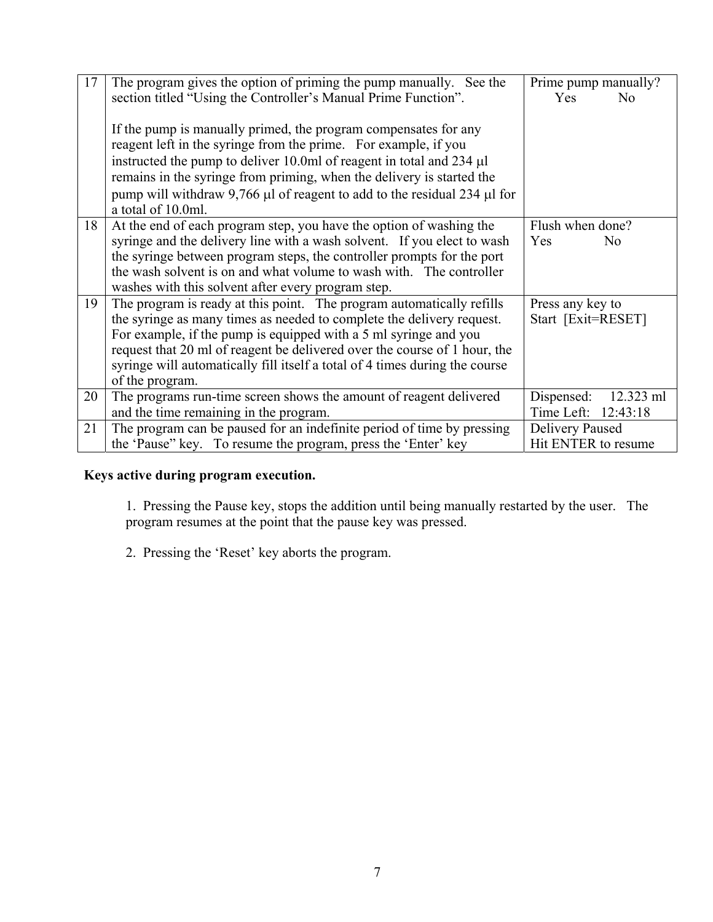| 17 | The program gives the option of priming the pump manually. See the section titled "Using the Controller's Manual Prime Function".<br><br>If the pump is manually primed, the program compensates for any reagent left in the syringe from the prime. For example, if you instructed the pump to deliver 10.0ml of reagent in total and 234 µl remains in the syringe from priming, when the delivery is started the pump will withdraw 9,766 µl of reagent to add to the residual 234 µl for a total of 10.0ml. | Prime pump manually?<br>Yes No |
|---|---|---|
| 18 | At the end of each program step, you have the option of washing the syringe and the delivery line with a wash solvent. If you elect to wash the syringe between program steps, the controller prompts for the port the wash solvent is on and what volume to wash with. The controller washes with this solvent after every program step. | Flush when done?<br>Yes No |
| 19 | The program is ready at this point. The program automatically refills the syringe as many times as needed to complete the delivery request. For example, if the pump is equipped with a 5 ml syringe and you request that 20 ml of reagent be delivered over the course of 1 hour, the syringe will automatically fill itself a total of 4 times during the course of the program. | Press any key to<br>Start [Exit=RESET] |
| 20 | The programs run-time screen shows the amount of reagent delivered and the time remaining in the program. | Dispensed: 12.323 ml<br>Time Left: 12:43:18 |
| 21 | The program can be paused for an indefinite period of time by pressing the 'Pause" key. To resume the program, press the 'Enter' key | Delivery Paused<br>Hit ENTER to resume |

**Keys active during program execution.**

1. Pressing the Pause key, stops the addition until being manually restarted by the user. The program resumes at the point that the pause key was pressed.

2. Pressing the 'Reset' key aborts the program.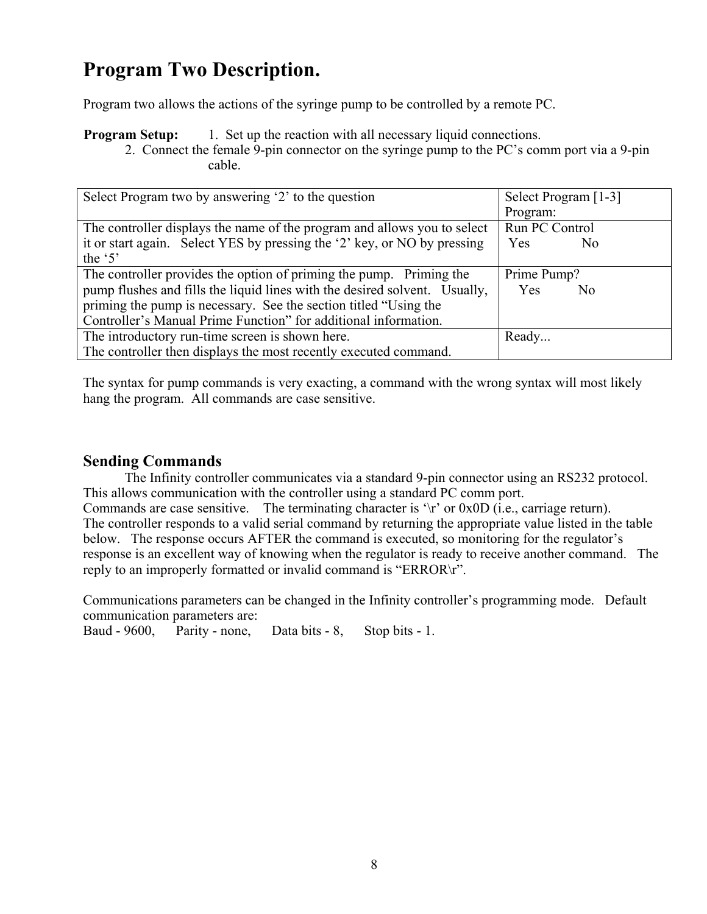# Program Two Description.

Program two allows the actions of the syringe pump to be controlled by a remote PC.

**Program Setup:** 1. Set up the reaction with all necessary liquid connections.
2. Connect the female 9-pin connector on the syringe pump to the PC's comm port via a 9-pin cable.

| Select Program two by answering '2' to the question | Select Program [1-3]<br>Program: |
|---|---|
| The controller displays the name of the program and allows you to select it or start again. Select YES by pressing the '2' key, or NO by pressing the '5' | Run PC Control<br>Yes No |
| The controller provides the option of priming the pump. Priming the pump flushes and fills the liquid lines with the desired solvent. Usually, priming the pump is necessary. See the section titled "Using the Controller's Manual Prime Function" for additional information. | Prime Pump?<br>Yes No |
| The introductory run-time screen is shown here.<br>The controller then displays the most recently executed command. | Ready... |

The syntax for pump commands is very exacting, a command with the wrong syntax will most likely hang the program. All commands are case sensitive.

## Sending Commands

The Infinity controller communicates via a standard 9-pin connector using an RS232 protocol. This allows communication with the controller using a standard PC comm port.
Commands are case sensitive. The terminating character is '\r' or 0x0D (i.e., carriage return).
The controller responds to a valid serial command by returning the appropriate value listed in the table below. The response occurs AFTER the command is executed, so monitoring for the regulator's response is an excellent way of knowing when the regulator is ready to receive another command. The reply to an improperly formatted or invalid command is "ERROR\r".

Communications parameters can be changed in the Infinity controller's programming mode. Default communication parameters are:
Baud - 9600, Parity - none, Data bits - 8, Stop bits - 1.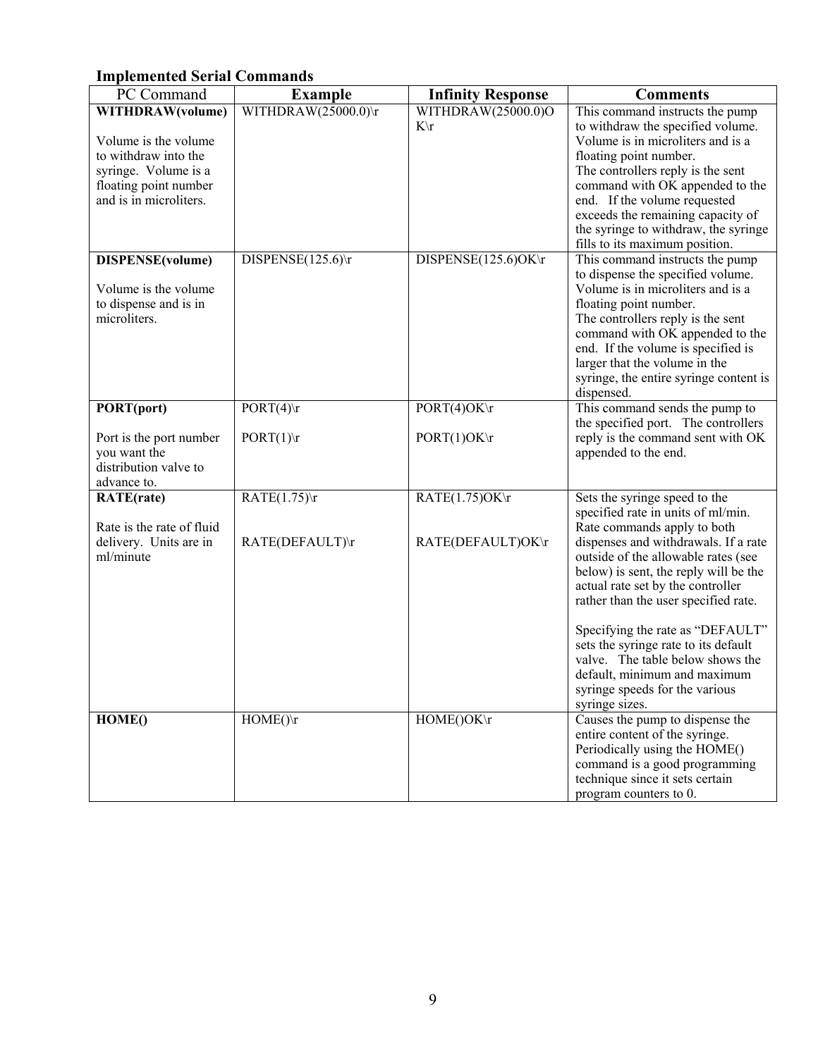### Implemented Serial Commands

| PC Command | Example | Infinity Response | Comments |
|---|---|---|---|
| **WITHDRAW(volume)**<br><br>Volume is the volume to withdraw into the syringe. Volume is a floating point number and is in microliters. | WITHDRAW(25000.0)\r | WITHDRAW(25000.0)OK\r | This command instructs the pump to withdraw the specified volume. Volume is in microliters and is a floating point number.<br>The controllers reply is the sent command with OK appended to the end. If the volume requested exceeds the remaining capacity of the syringe to withdraw, the syringe fills to its maximum position. |
| **DISPENSE(volume)**<br><br>Volume is the volume to dispense and is in microliters. | DISPENSE(125.6)\r | DISPENSE(125.6)OK\r | This command instructs the pump to dispense the specified volume. Volume is in microliters and is a floating point number.<br>The controllers reply is the sent command with OK appended to the end. If the volume is specified is larger that the volume in the syringe, the entire syringe content is dispensed. |
| **PORT(port)**<br><br>Port is the port number you want the distribution valve to advance to. | PORT(4)\r<br><br>PORT(1)\r | PORT(4)OK\r<br><br>PORT(1)OK\r | This command sends the pump to the specified port. The controllers reply is the command sent with OK appended to the end. |
| **RATE(rate)**<br><br>Rate is the rate of fluid delivery. Units are in ml/minute | RATE(1.75)\r<br><br><br>RATE(DEFAULT)\r | RATE(1.75)OK\r<br><br><br>RATE(DEFAULT)OK\r | Sets the syringe speed to the specified rate in units of ml/min. Rate commands apply to both dispenses and withdrawals. If a rate outside of the allowable rates (see below) is sent, the reply will be the actual rate set by the controller rather than the user specified rate.<br><br>Specifying the rate as "DEFAULT" sets the syringe rate to its default valve. The table below shows the default, minimum and maximum syringe speeds for the various syringe sizes. |
| **HOME()** | HOME()\r | HOME()OK\r | Causes the pump to dispense the entire content of the syringe. Periodically using the HOME() command is a good programming technique since it sets certain program counters to 0. |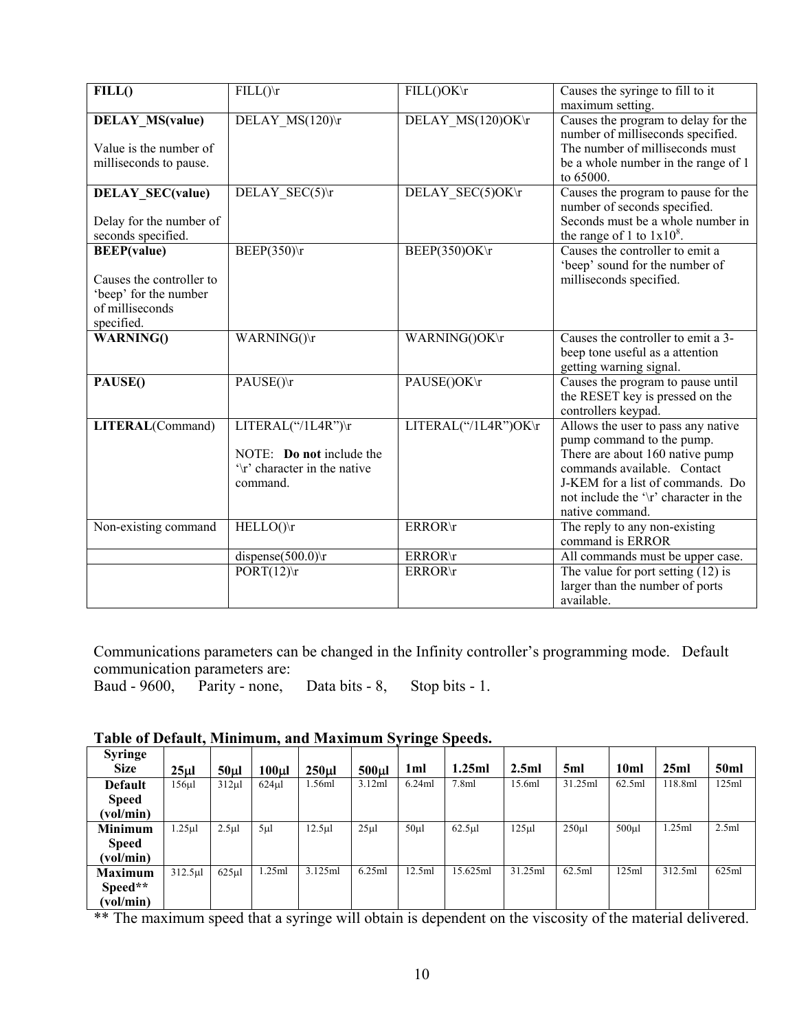| **FILL()** | FILL()\r | FILL()OK\r | Causes the syringe to fill to it maximum setting. |
|---|---|---|---|
| **DELAY_MS(value)**<br><br>Value is the number of milliseconds to pause. | DELAY_MS(120)\r | DELAY_MS(120)OK\r | Causes the program to delay for the number of milliseconds specified. The number of milliseconds must be a whole number in the range of 1 to 65000. |
| **DELAY_SEC(value)**<br><br>Delay for the number of seconds specified. | DELAY_SEC(5)\r | DELAY_SEC(5)OK\r | Causes the program to pause for the number of seconds specified. Seconds must be a whole number in the range of 1 to $1\text{x}10^8$. |
| **BEEP(value)**<br><br>Causes the controller to 'beep' for the number of milliseconds specified. | BEEP(350)\r | BEEP(350)OK\r | Causes the controller to emit a 'beep' sound for the number of milliseconds specified. |
| **WARNING()** | WARNING()\r | WARNING()OK\r | Causes the controller to emit a 3-beep tone useful as a attention getting warning signal. |
| **PAUSE()** | PAUSE()\r | PAUSE()OK\r | Causes the program to pause until the RESET key is pressed on the controllers keypad. |
| **LITERAL**(Command) | LITERAL("/1L4R")\r<br><br>NOTE: **Do not** include the '\r' character in the native command. | LITERAL("/1L4R")OK\r | Allows the user to pass any native pump command to the pump. There are about 160 native pump commands available. Contact J-KEM for a list of commands. Do not include the '\r' character in the native command. |
| Non-existing command | HELLO()\r | ERROR\r | The reply to any non-existing command is ERROR |
| | dispense(500.0)\r | ERROR\r | All commands must be upper case. |
| | PORT(12)\r | ERROR\r | The value for port setting (12) is larger than the number of ports available. |

Communications parameters can be changed in the Infinity controller's programming mode. Default communication parameters are:
Baud - 9600, Parity - none, Data bits - 8, Stop bits - 1.

**Table of Default, Minimum, and Maximum Syringe Speeds.**

| **Syringe Size** | **25µl** | **50µl** | **100µl** | **250µl** | **500µl** | **1ml** | **1.25ml** | **2.5ml** | **5ml** | **10ml** | **25ml** | **50ml** |
|---|---|---|---|---|---|---|---|---|---|---|---|---|
| **Default Speed (vol/min)** | 156µl | 312µl | 624µl | 1.56ml | 3.12ml | 6.24ml | 7.8ml | 15.6ml | 31.25ml | 62.5ml | 118.8ml | 125ml |
| **Minimum Speed (vol/min)** | 1.25µl | 2.5µl | 5µl | 12.5µl | 25µl | 50µl | 62.5µl | 125µl | 250µl | 500µl | 1.25ml | 2.5ml |
| **Maximum Speed\*\* (vol/min)** | 312.5µl | 625µl | 1.25ml | 3.125ml | 6.25ml | 12.5ml | 15.625ml | 31.25ml | 62.5ml | 125ml | 312.5ml | 625ml |

** The maximum speed that a syringe will obtain is dependent on the viscosity of the material delivered.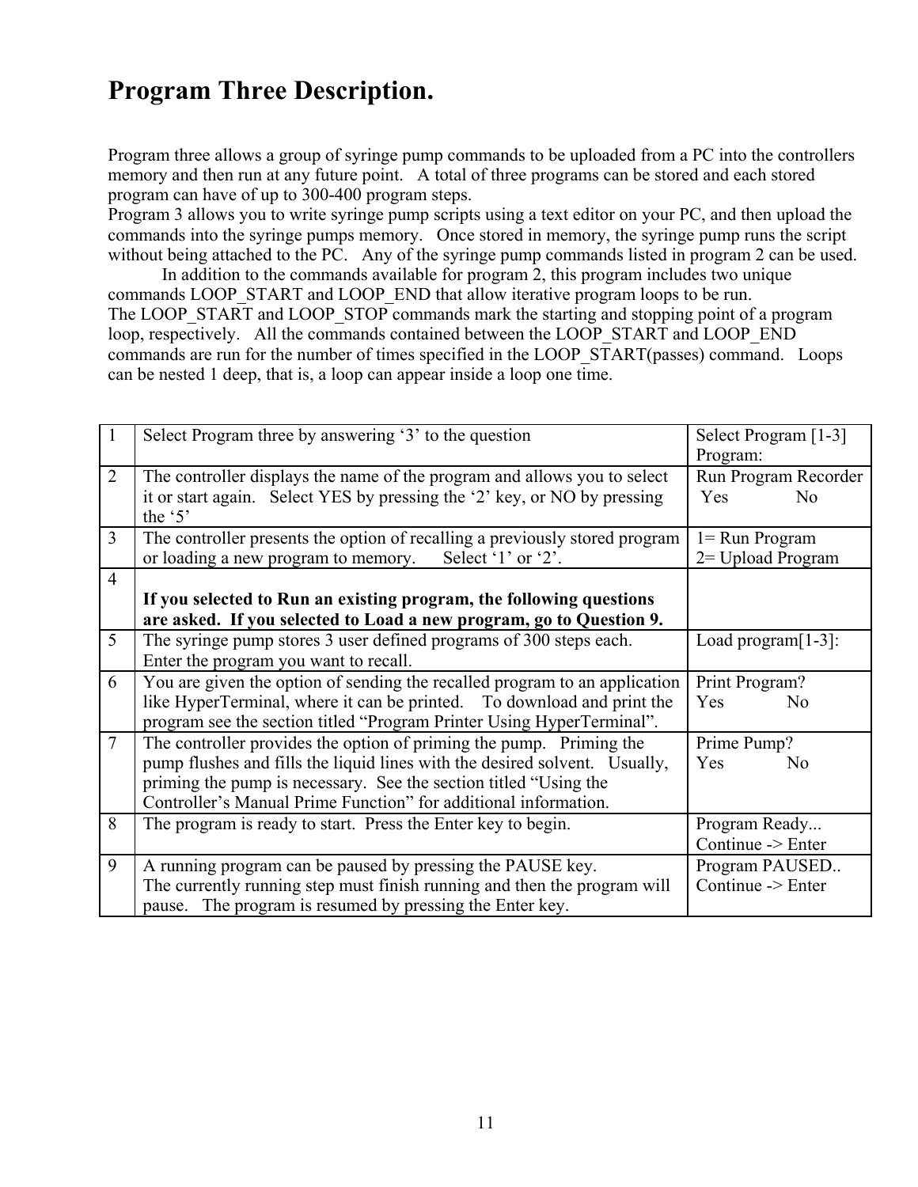# Program Three Description.

Program three allows a group of syringe pump commands to be uploaded from a PC into the controllers memory and then run at any future point. A total of three programs can be stored and each stored program can have of up to 300-400 program steps.
Program 3 allows you to write syringe pump scripts using a text editor on your PC, and then upload the commands into the syringe pumps memory. Once stored in memory, the syringe pump runs the script without being attached to the PC. Any of the syringe pump commands listed in program 2 can be used.
In addition to the commands available for program 2, this program includes two unique commands LOOP_START and LOOP_END that allow iterative program loops to be run.
The LOOP_START and LOOP_STOP commands mark the starting and stopping point of a program loop, respectively. All the commands contained between the LOOP_START and LOOP_END commands are run for the number of times specified in the LOOP_START(passes) command. Loops can be nested 1 deep, that is, a loop can appear inside a loop one time.

| | | |
|---|---|---|
| 1 | Select Program three by answering '3' to the question | Select Program [1-3]<br>Program: |
| 2 | The controller displays the name of the program and allows you to select it or start again. Select YES by pressing the '2' key, or NO by pressing the '5' | Run Program Recorder<br>Yes No |
| 3 | The controller presents the option of recalling a previously stored program or loading a new program to memory. Select '1' or '2'. | 1= Run Program<br>2= Upload Program |
| 4 | **If you selected to Run an existing program, the following questions are asked. If you selected to Load a new program, go to Question 9.** | |
| 5 | The syringe pump stores 3 user defined programs of 300 steps each. Enter the program you want to recall. | Load program[1-3]: |
| 6 | You are given the option of sending the recalled program to an application like HyperTerminal, where it can be printed. To download and print the program see the section titled "Program Printer Using HyperTerminal". | Print Program?<br>Yes No |
| 7 | The controller provides the option of priming the pump. Priming the pump flushes and fills the liquid lines with the desired solvent. Usually, priming the pump is necessary. See the section titled "Using the Controller's Manual Prime Function" for additional information. | Prime Pump?<br>Yes No |
| 8 | The program is ready to start. Press the Enter key to begin. | Program Ready...<br>Continue -> Enter |
| 9 | A running program can be paused by pressing the PAUSE key.<br>The currently running step must finish running and then the program will pause. The program is resumed by pressing the Enter key. | Program PAUSED..<br>Continue -> Enter |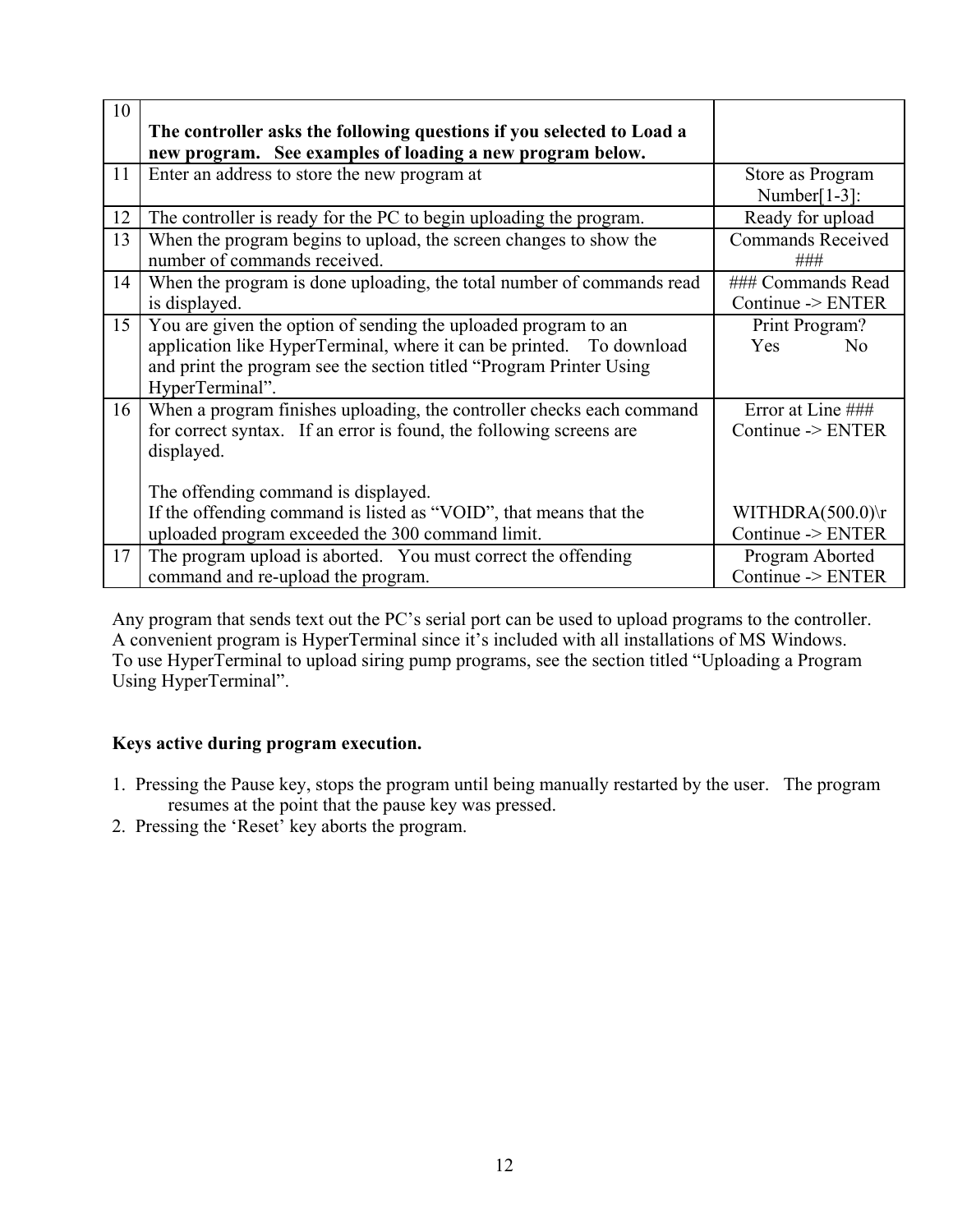| | | |
|---|---|---|
| 10 | **The controller asks the following questions if you selected to Load a new program. See examples of loading a new program below.** | |
| 11 | Enter an address to store the new program at | Store as Program Number[1-3]: |
| 12 | The controller is ready for the PC to begin uploading the program. | Ready for upload |
| 13 | When the program begins to upload, the screen changes to show the number of commands received. | Commands Received ### |
| 14 | When the program is done uploading, the total number of commands read is displayed. | ### Commands Read Continue -> ENTER |
| 15 | You are given the option of sending the uploaded program to an application like HyperTerminal, where it can be printed. To download and print the program see the section titled "Program Printer Using HyperTerminal". | Print Program? Yes No |
| 16 | When a program finishes uploading, the controller checks each command for correct syntax. If an error is found, the following screens are displayed.<br><br>The offending command is displayed.<br>If the offending command is listed as "VOID", that means that the uploaded program exceeded the 300 command limit. | Error at Line ### Continue -> ENTER<br><br>WITHDRA(500.0)\r Continue -> ENTER |
| 17 | The program upload is aborted. You must correct the offending command and re-upload the program. | Program Aborted Continue -> ENTER |

Any program that sends text out the PC's serial port can be used to upload programs to the controller. A convenient program is HyperTerminal since it's included with all installations of MS Windows. To use HyperTerminal to upload siring pump programs, see the section titled "Uploading a Program Using HyperTerminal".

**Keys active during program execution.**

1. Pressing the Pause key, stops the program until being manually restarted by the user. The program resumes at the point that the pause key was pressed.
2. Pressing the 'Reset' key aborts the program.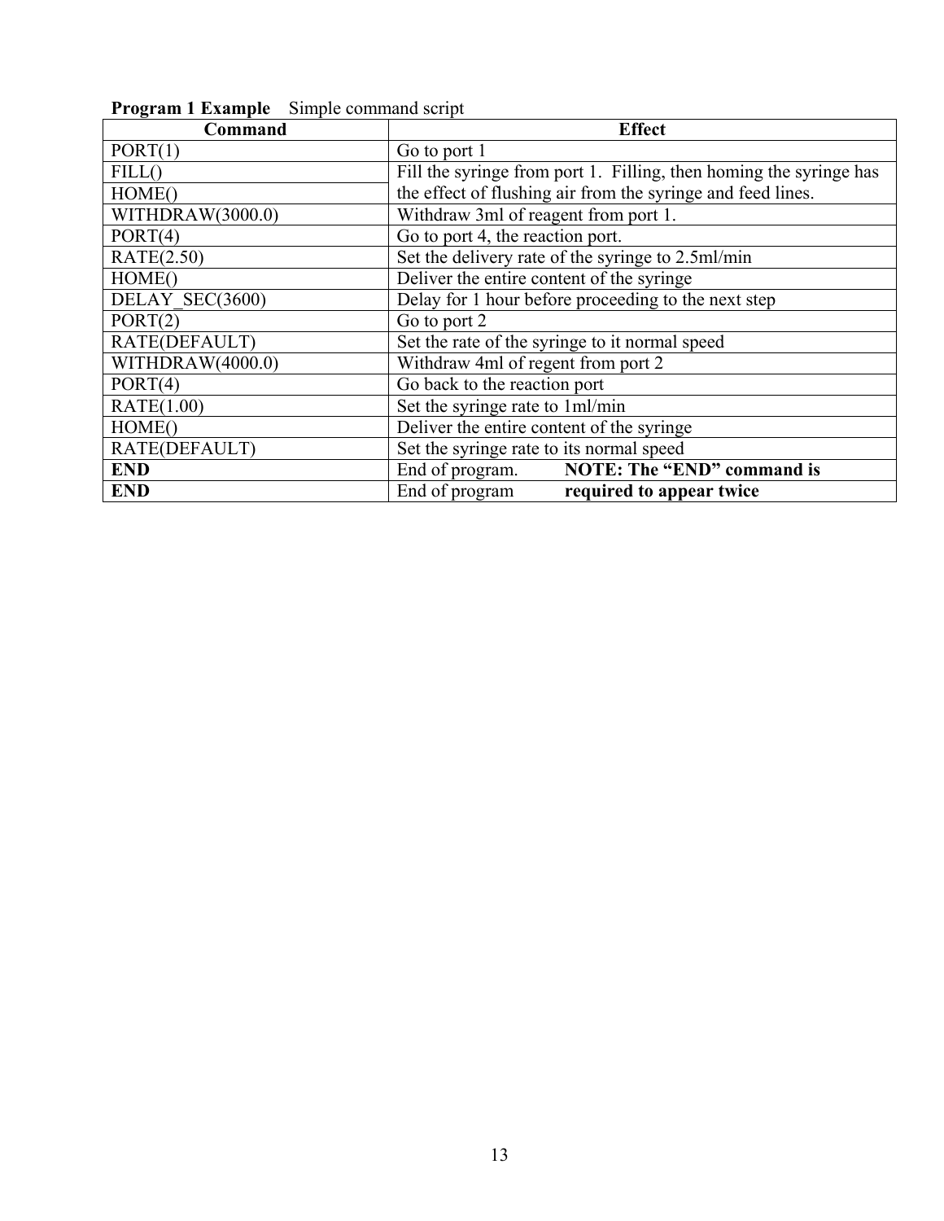**Program 1 Example** Simple command script

| Command | Effect |
|---|---|
| PORT(1) | Go to port 1 |
| FILL() | Fill the syringe from port 1. Filling, then homing the syringe has the effect of flushing air from the syringe and feed lines. |
| HOME() | |
| WITHDRAW(3000.0) | Withdraw 3ml of reagent from port 1. |
| PORT(4) | Go to port 4, the reaction port. |
| RATE(2.50) | Set the delivery rate of the syringe to 2.5ml/min |
| HOME() | Deliver the entire content of the syringe |
| DELAY_SEC(3600) | Delay for 1 hour before proceeding to the next step |
| PORT(2) | Go to port 2 |
| RATE(DEFAULT) | Set the rate of the syringe to it normal speed |
| WITHDRAW(4000.0) | Withdraw 4ml of regent from port 2 |
| PORT(4) | Go back to the reaction port |
| RATE(1.00) | Set the syringe rate to 1ml/min |
| HOME() | Deliver the entire content of the syringe |
| RATE(DEFAULT) | Set the syringe rate to its normal speed |
| **END** | End of program. **NOTE: The "END" command is** |
| **END** | End of program **required to appear twice** |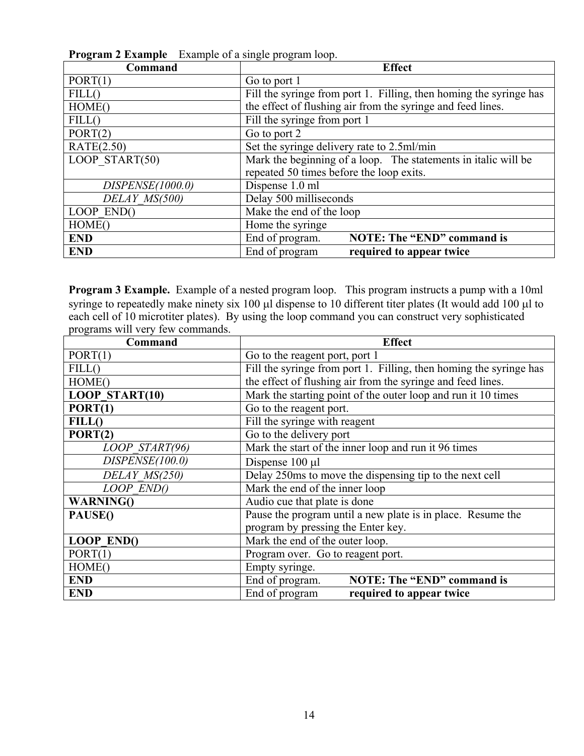**Program 2 Example** Example of a single program loop.

| Command | Effect |
|---|---|
| PORT(1) | Go to port 1 |
| FILL() | Fill the syringe from port 1. Filling, then homing the syringe has the effect of flushing air from the syringe and feed lines. |
| HOME() | |
| FILL() | Fill the syringe from port 1 |
| PORT(2) | Go to port 2 |
| RATE(2.50) | Set the syringe delivery rate to 2.5ml/min |
| LOOP_START(50) | Mark the beginning of a loop. The statements in italic will be repeated 50 times before the loop exits. |
| *DISPENSE(1000.0)* | Dispense 1.0 ml |
| *DELAY_MS(500)* | Delay 500 milliseconds |
| LOOP_END() | Make the end of the loop |
| HOME() | Home the syringe |
| **END** | End of program. **NOTE: The "END" command is** |
| **END** | End of program **required to appear twice** |

**Program 3 Example.** Example of a nested program loop. This program instructs a pump with a 10ml syringe to repeatedly make ninety six 100 μl dispense to 10 different titer plates (It would add 100 μl to each cell of 10 microtiter plates). By using the loop command you can construct very sophisticated programs will very few commands.

| Command | Effect |
|---|---|
| PORT(1) | Go to the reagent port, port 1 |
| FILL() | Fill the syringe from port 1. Filling, then homing the syringe has the effect of flushing air from the syringe and feed lines. |
| HOME() | |
| **LOOP_START(10)** | Mark the starting point of the outer loop and run it 10 times |
| **PORT(1)** | Go to the reagent port. |
| **FILL()** | Fill the syringe with reagent |
| **PORT(2)** | Go to the delivery port |
| *LOOP_START(96)* | Mark the start of the inner loop and run it 96 times |
| *DISPENSE(100.0)* | Dispense 100 μl |
| *DELAY_MS(250)* | Delay 250ms to move the dispensing tip to the next cell |
| *LOOP_END()* | Mark the end of the inner loop |
| **WARNING()** | Audio cue that plate is done |
| **PAUSE()** | Pause the program until a new plate is in place. Resume the program by pressing the Enter key. |
| **LOOP_END()** | Mark the end of the outer loop. |
| PORT(1) | Program over. Go to reagent port. |
| HOME() | Empty syringe. |
| **END** | End of program. **NOTE: The "END" command is** |
| **END** | End of program **required to appear twice** |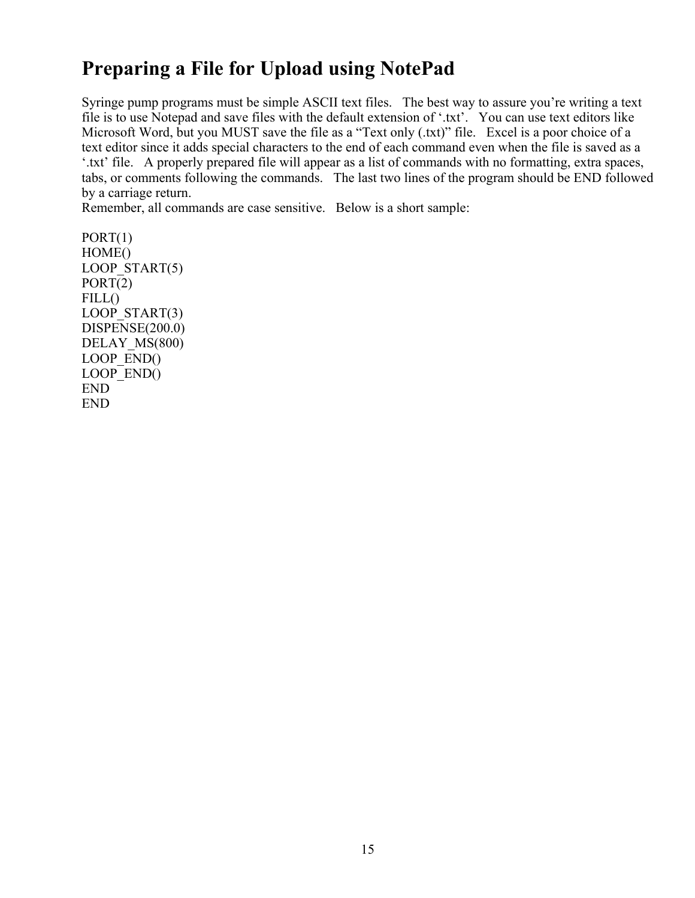# Preparing a File for Upload using NotePad

Syringe pump programs must be simple ASCII text files. The best way to assure you're writing a text file is to use Notepad and save files with the default extension of '.txt'. You can use text editors like Microsoft Word, but you MUST save the file as a "Text only (.txt)" file. Excel is a poor choice of a text editor since it adds special characters to the end of each command even when the file is saved as a '.txt' file. A properly prepared file will appear as a list of commands with no formatting, extra spaces, tabs, or comments following the commands. The last two lines of the program should be END followed by a carriage return.
Remember, all commands are case sensitive. Below is a short sample:

```
PORT(1)
HOME()
LOOP_START(5)
PORT(2)
FILL()
LOOP_START(3)
DISPENSE(200.0)
DELAY_MS(800)
LOOP_END()
LOOP_END()
END
END
```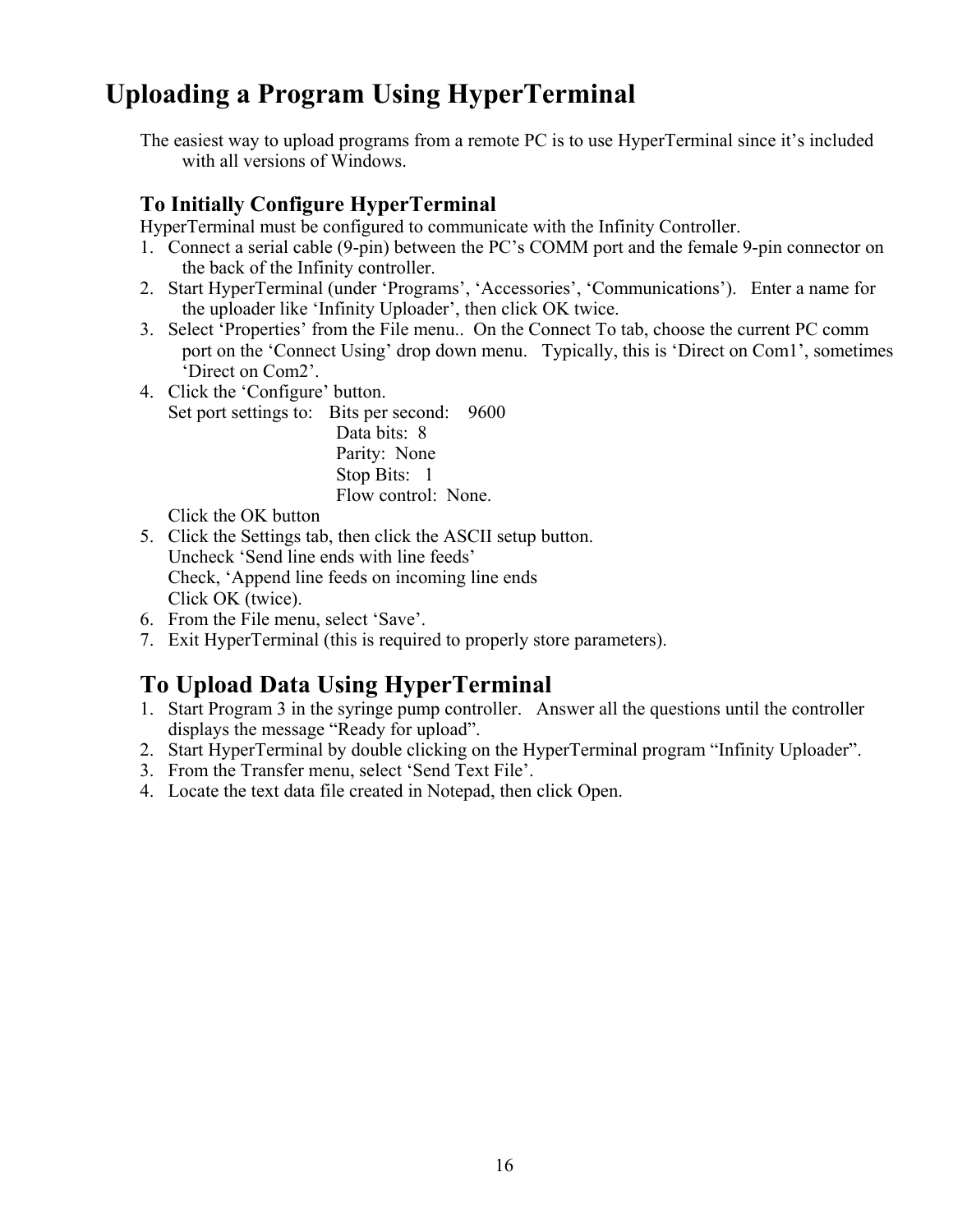# Uploading a Program Using HyperTerminal

The easiest way to upload programs from a remote PC is to use HyperTerminal since it's included with all versions of Windows.

## To Initially Configure HyperTerminal

HyperTerminal must be configured to communicate with the Infinity Controller.

1. Connect a serial cable (9-pin) between the PC's COMM port and the female 9-pin connector on the back of the Infinity controller.
2. Start HyperTerminal (under 'Programs', 'Accessories', 'Communications'). Enter a name for the uploader like 'Infinity Uploader', then click OK twice.
3. Select 'Properties' from the File menu.. On the Connect To tab, choose the current PC comm port on the 'Connect Using' drop down menu. Typically, this is 'Direct on Com1', sometimes 'Direct on Com2'.
4. Click the 'Configure' button.
   Set port settings to: Bits per second: 9600
   Data bits: 8
   Parity: None
   Stop Bits: 1
   Flow control: None.
   Click the OK button
5. Click the Settings tab, then click the ASCII setup button.
   Uncheck 'Send line ends with line feeds'
   Check, 'Append line feeds on incoming line ends
   Click OK (twice).
6. From the File menu, select 'Save'.
7. Exit HyperTerminal (this is required to properly store parameters).

## To Upload Data Using HyperTerminal

1. Start Program 3 in the syringe pump controller. Answer all the questions until the controller displays the message "Ready for upload".
2. Start HyperTerminal by double clicking on the HyperTerminal program "Infinity Uploader".
3. From the Transfer menu, select 'Send Text File'.
4. Locate the text data file created in Notepad, then click Open.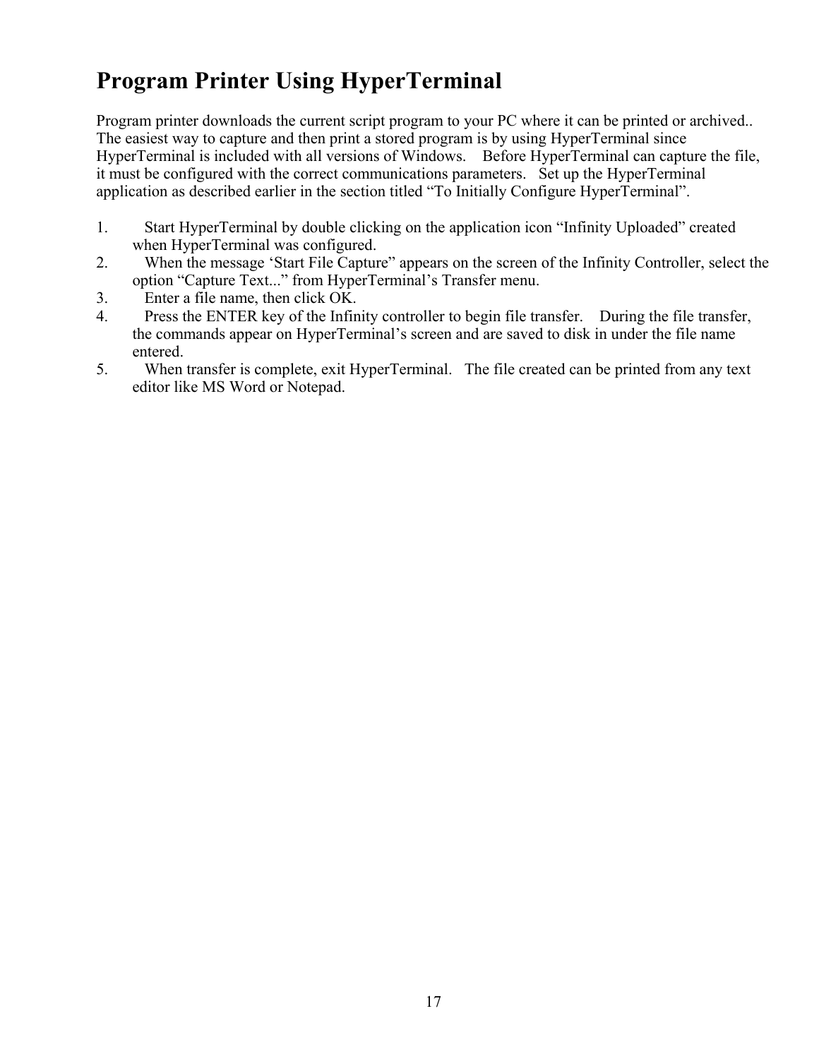# Program Printer Using HyperTerminal

Program printer downloads the current script program to your PC where it can be printed or archived.. The easiest way to capture and then print a stored program is by using HyperTerminal since HyperTerminal is included with all versions of Windows. Before HyperTerminal can capture the file, it must be configured with the correct communications parameters. Set up the HyperTerminal application as described earlier in the section titled "To Initially Configure HyperTerminal".

1. Start HyperTerminal by double clicking on the application icon "Infinity Uploaded" created when HyperTerminal was configured.
2. When the message 'Start File Capture" appears on the screen of the Infinity Controller, select the option "Capture Text..." from HyperTerminal's Transfer menu.
3. Enter a file name, then click OK.
4. Press the ENTER key of the Infinity controller to begin file transfer. During the file transfer, the commands appear on HyperTerminal's screen and are saved to disk in under the file name entered.
5. When transfer is complete, exit HyperTerminal. The file created can be printed from any text editor like MS Word or Notepad.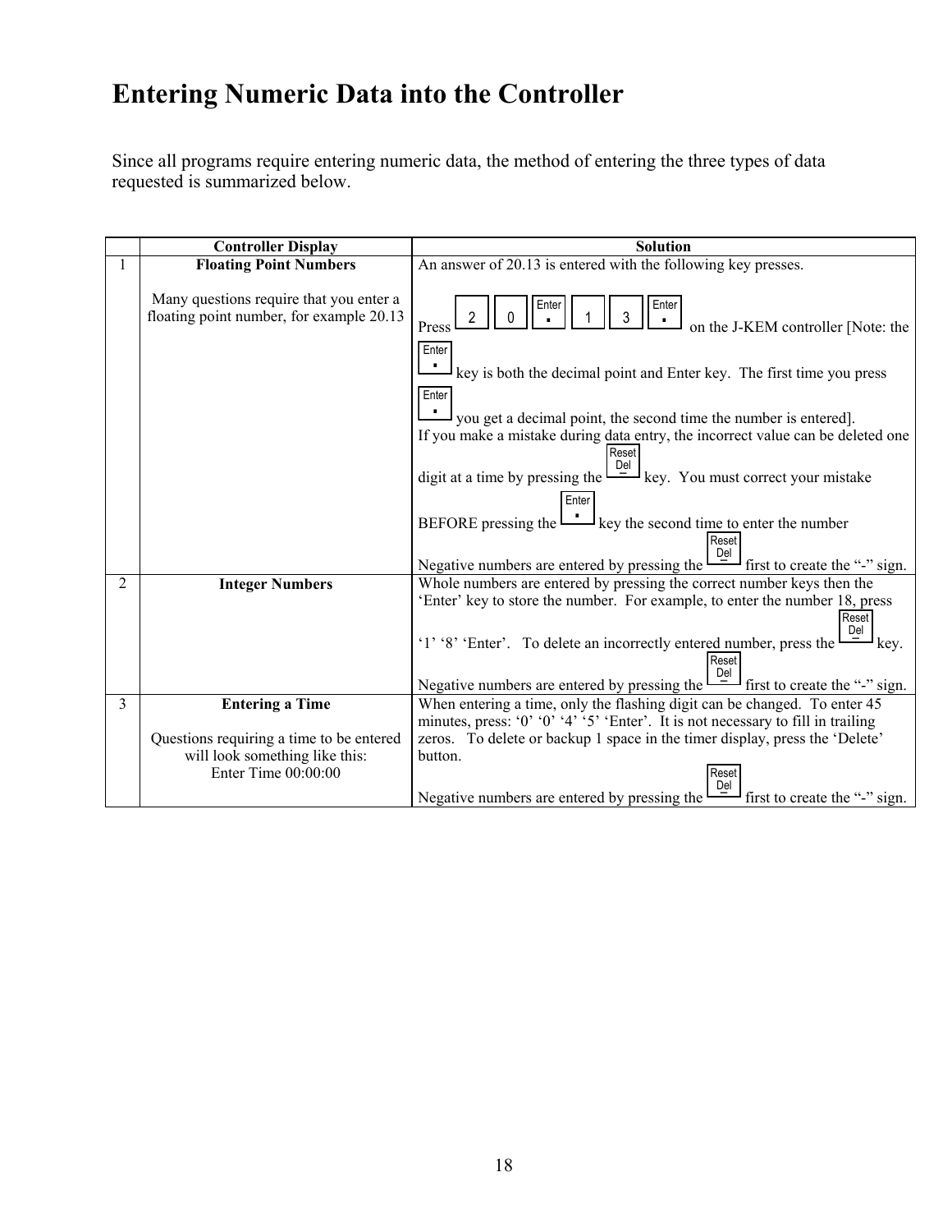# Entering Numeric Data into the Controller

Since all programs require entering numeric data, the method of entering the three types of data requested is summarized below.

| | Controller Display | Solution |
|---|---|---|
| 1 | **Floating Point Numbers**<br><br>Many questions require that you enter a floating point number, for example 20.13 | An answer of 20.13 is entered with the following key presses.<br><br>Press [2] [0] [Enter .] [1] [3] [Enter .] on the J-KEM controller [Note: the [Enter .] key is both the decimal point and Enter key. The first time you press [Enter .] you get a decimal point, the second time the number is entered].<br>If you make a mistake during data entry, the incorrect value can be deleted one digit at a time by pressing the [Reset Del –] key. You must correct your mistake BEFORE pressing the [Enter .] key the second time to enter the number<br>Negative numbers are entered by pressing the [Reset Del –] first to create the "-" sign. |
| 2 | **Integer Numbers** | Whole numbers are entered by pressing the correct number keys then the 'Enter' key to store the number. For example, to enter the number 18, press '1' '8' 'Enter'. To delete an incorrectly entered number, press the [Reset Del –] key.<br>Negative numbers are entered by pressing the [Reset Del –] first to create the "-" sign. |
| 3 | **Entering a Time**<br><br>Questions requiring a time to be entered will look something like this:<br>Enter Time 00:00:00 | When entering a time, only the flashing digit can be changed. To enter 45 minutes, press: '0' '0' '4' '5' 'Enter'. It is not necessary to fill in trailing zeros. To delete or backup 1 space in the timer display, press the 'Delete' button.<br>Negative numbers are entered by pressing the [Reset Del –] first to create the "-" sign. |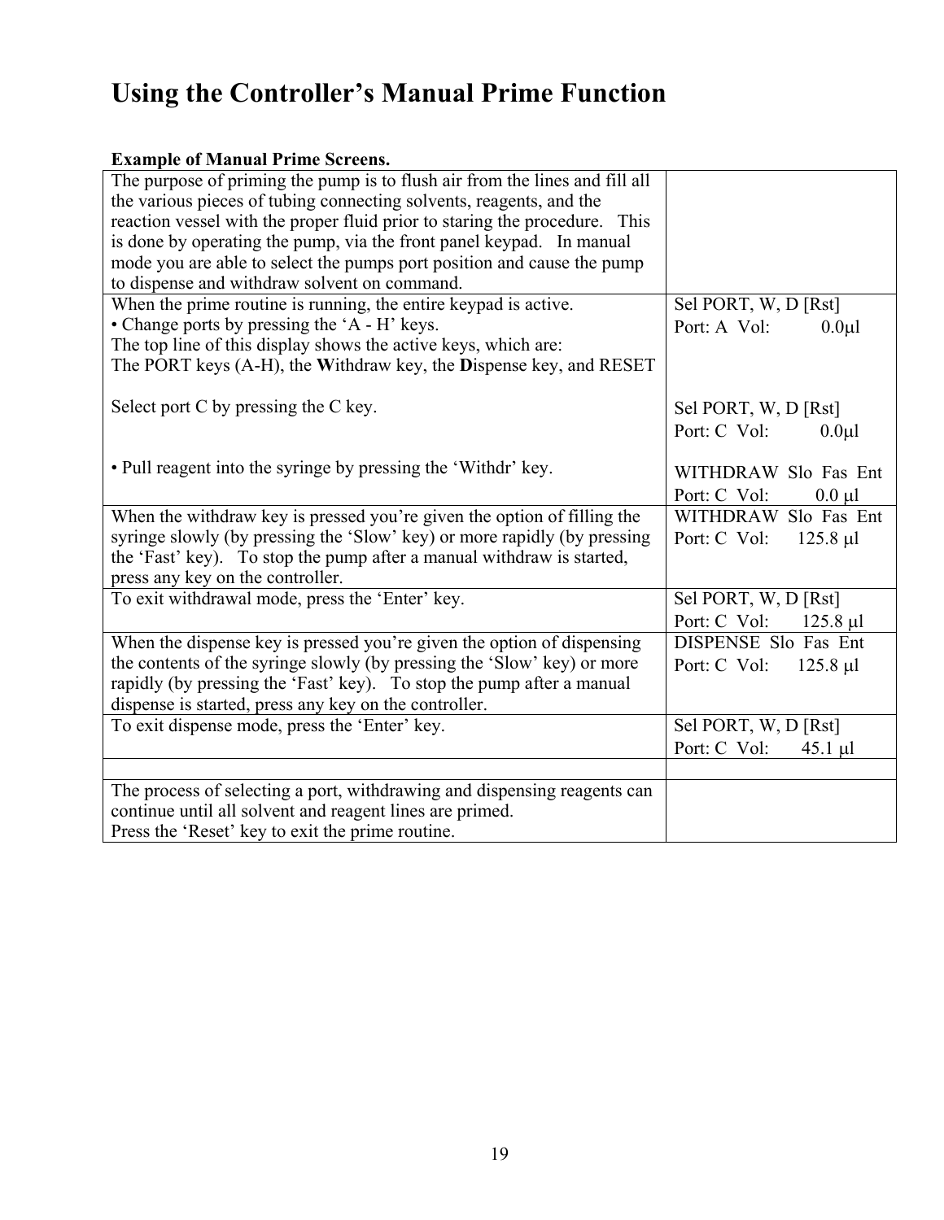# Using the Controller's Manual Prime Function

**Example of Manual Prime Screens.**

| | |
|---|---|
| The purpose of priming the pump is to flush air from the lines and fill all the various pieces of tubing connecting solvents, reagents, and the reaction vessel with the proper fluid prior to staring the procedure. This is done by operating the pump, via the front panel keypad. In manual mode you are able to select the pumps port position and cause the pump to dispense and withdraw solvent on command. | |
| When the prime routine is running, the entire keypad is active.<br>• Change ports by pressing the 'A - H' keys.<br>The top line of this display shows the active keys, which are:<br>The PORT keys (A-H), the **W**ithdraw key, the **D**ispense key, and RESET<br><br>Select port C by pressing the C key.<br><br>• Pull reagent into the syringe by pressing the 'Withdr' key. | Sel PORT, W, D [Rst]<br>Port: A Vol: 0.0µl<br><br>Sel PORT, W, D [Rst]<br>Port: C Vol: 0.0µl<br><br>WITHDRAW Slo Fas Ent<br>Port: C Vol: 0.0 µl |
| When the withdraw key is pressed you're given the option of filling the syringe slowly (by pressing the 'Slow' key) or more rapidly (by pressing the 'Fast' key). To stop the pump after a manual withdraw is started, press any key on the controller. | WITHDRAW Slo Fas Ent<br>Port: C Vol: 125.8 µl |
| To exit withdrawal mode, press the 'Enter' key. | Sel PORT, W, D [Rst]<br>Port: C Vol: 125.8 µl |
| When the dispense key is pressed you're given the option of dispensing the contents of the syringe slowly (by pressing the 'Slow' key) or more rapidly (by pressing the 'Fast' key). To stop the pump after a manual dispense is started, press any key on the controller. | DISPENSE Slo Fas Ent<br>Port: C Vol: 125.8 µl |
| To exit dispense mode, press the 'Enter' key. | Sel PORT, W, D [Rst]<br>Port: C Vol: 45.1 µl |
| | |
| The process of selecting a port, withdrawing and dispensing reagents can continue until all solvent and reagent lines are primed.<br>Press the 'Reset' key to exit the prime routine. | |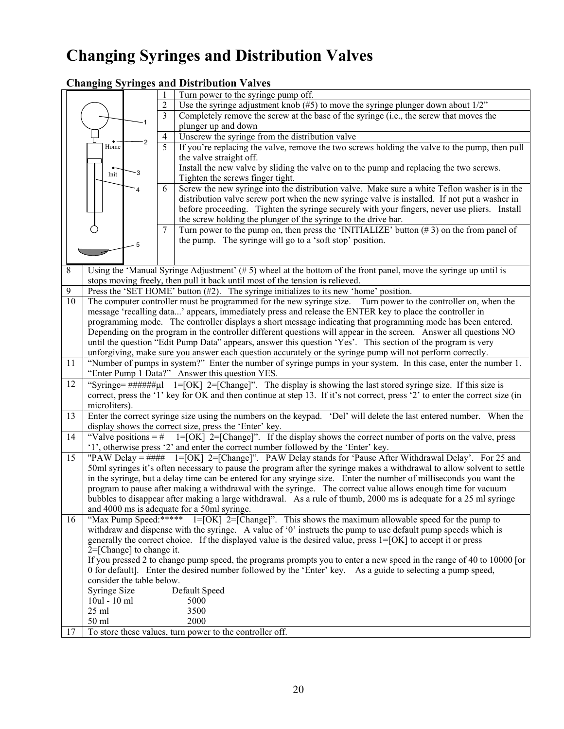# Changing Syringes and Distribution Valves

### Changing Syringes and Distribution Valves

| | |
|---|---|
| 1 | Turn power to the syringe pump off. |
| 2 | Use the syringe adjustment knob (#5) to move the syringe plunger down about 1/2” |
| 3 | Completely remove the screw at the base of the syringe (i.e., the screw that moves the plunger up and down |
| 4 | Unscrew the syringe from the distribution valve |
| 5 | If you’re replacing the valve, remove the two screws holding the valve to the pump, then pull the valve straight off. Install the new valve by sliding the valve on to the pump and replacing the two screws. Tighten the screws finger tight. |
| 6 | Screw the new syringe into the distribution valve. Make sure a white Teflon washer is in the distribution valve screw port when the new syringe valve is installed. If not put a washer in before proceeding. Tighten the syringe securely with your fingers, never use pliers. Install the screw holding the plunger of the syringe to the drive bar. |
| 7 | Turn power to the pump on, then press the ‘INITIALIZE’ button (# 3) on the from panel of the pump. The syringe will go to a ‘soft stop’ position. |
| 8 | Using the ‘Manual Syringe Adjustment’ (# 5) wheel at the bottom of the front panel, move the syringe up until is stops moving freely, then pull it back until most of the tension is relieved. |
| 9 | Press the ‘SET HOME’ button (#2). The syringe initializes to its new ‘home’ position. |
| 10 | The computer controller must be programmed for the new syringe size. Turn power to the controller on, when the message ‘recalling data...’ appears, immediately press and release the ENTER key to place the controller in programming mode. The controller displays a short message indicating that programming mode has been entered. Depending on the program in the controller different questions will appear in the screen. Answer all questions NO until the question “Edit Pump Data” appears, answer this question ‘Yes’. This section of the program is very <u>unforgiving</u>, make sure you answer each question accurately or the syringe pump will not perform correctly. |
| 11 | “Number of pumps in system?” Enter the number of syringe pumps in your system. In this case, enter the number 1. “Enter Pump 1 Data?” Answer this question YES. |
| 12 | “Syringe= ######µl 1=[OK] 2=[Change]”. The display is showing the last stored syringe size. If this size is correct, press the ‘1’ key for OK and then continue at step 13. If it’s not correct, press ‘2’ to enter the correct size (in microliters). |
| 13 | Enter the correct syringe size using the numbers on the keypad. ‘Del’ will delete the last entered number. When the display shows the correct size, press the ‘Enter’ key. |
| 14 | “Valve positions = # 1=[OK] 2=[Change]”. If the display shows the correct number of ports on the valve, press ‘1’, otherwise press ‘2’ and enter the correct number followed by the ‘Enter’ key. |
| 15 | "PAW Delay = #### 1=[OK] 2=[Change]”. PAW Delay stands for ‘Pause After Withdrawal Delay’. For 25 and 50ml syringes it’s often necessary to pause the program after the syringe makes a withdrawal to allow solvent to settle in the syringe, but a delay time can be entered for any sryinge size. Enter the number of milliseconds you want the program to pause after making a withdrawal with the syringe. The correct value allows enough time for vacuum bubbles to disappear after making a large withdrawal. As a rule of thumb, 2000 ms is adequate for a 25 ml syringe and 4000 ms is adequate for a 50ml syringe. |
| 16 | “Max Pump Speed:***** 1=[OK] 2=[Change]”. This shows the maximum allowable speed for the pump to withdraw and dispense with the syringe. A value of ‘0’ instructs the pump to use default pump speeds which is generally the correct choice. If the displayed value is the desired value, press 1=[OK] to accept it or press 2=[Change] to change it. If you pressed 2 to change pump speed, the programs prompts you to enter a new speed in the range of 40 to 10000 [or 0 for default]. Enter the desired number followed by the ‘Enter’ key. As a guide to selecting a pump speed, consider the table below.<br>Syringe Size — Default Speed<br>10ul - 10 ml — 5000<br>25 ml — 3500<br>50 ml — 2000 |
| 17 | To store these values, turn power to the controller off. |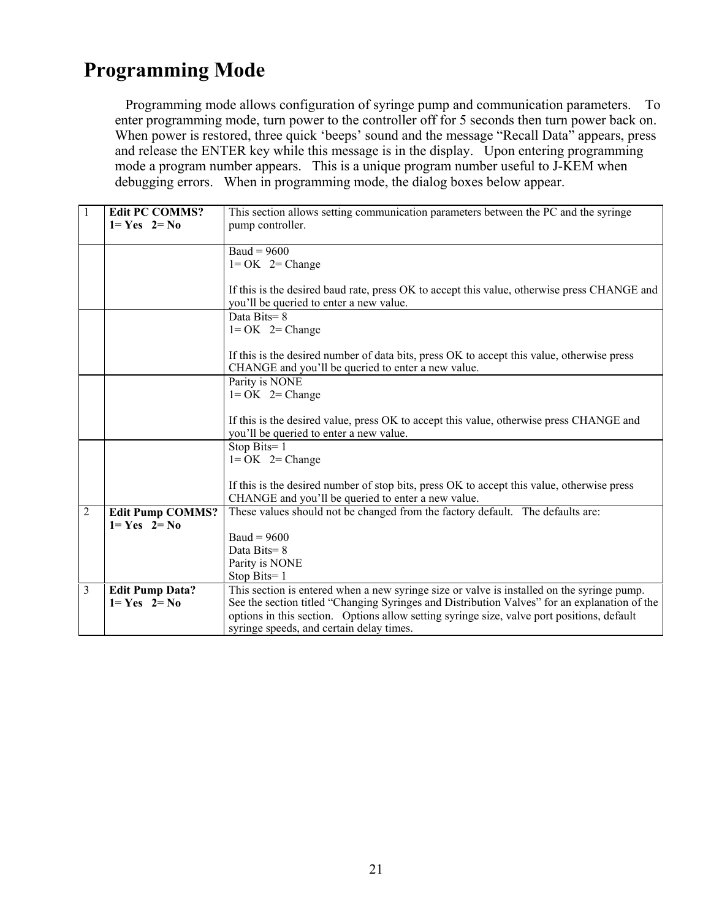# Programming Mode

Programming mode allows configuration of syringe pump and communication parameters. To enter programming mode, turn power to the controller off for 5 seconds then turn power back on. When power is restored, three quick 'beeps' sound and the message "Recall Data" appears, press and release the ENTER key while this message is in the display. Upon entering programming mode a program number appears. This is a unique program number useful to J-KEM when debugging errors. When in programming mode, the dialog boxes below appear.

| | | |
|---|---|---|
| 1 | **Edit PC COMMS?**<br>**1= Yes 2= No** | This section allows setting communication parameters between the PC and the syringe pump controller. |
| | | Baud = 9600<br>1= OK 2= Change<br><br>If this is the desired baud rate, press OK to accept this value, otherwise press CHANGE and you'll be queried to enter a new value. |
| | | Data Bits= 8<br>1= OK 2= Change<br><br>If this is the desired number of data bits, press OK to accept this value, otherwise press CHANGE and you'll be queried to enter a new value. |
| | | Parity is NONE<br>1= OK 2= Change<br><br>If this is the desired value, press OK to accept this value, otherwise press CHANGE and you'll be queried to enter a new value. |
| | | Stop Bits= 1<br>1= OK 2= Change<br><br>If this is the desired number of stop bits, press OK to accept this value, otherwise press CHANGE and you'll be queried to enter a new value. |
| 2 | **Edit Pump COMMS?**<br>**1= Yes 2= No** | These values should not be changed from the factory default. The defaults are:<br><br>Baud = 9600<br>Data Bits= 8<br>Parity is NONE<br>Stop Bits= 1 |
| 3 | **Edit Pump Data?**<br>**1= Yes 2= No** | This section is entered when a new syringe size or valve is installed on the syringe pump. See the section titled "Changing Syringes and Distribution Valves" for an explanation of the options in this section. Options allow setting syringe size, valve port positions, default syringe speeds, and certain delay times. |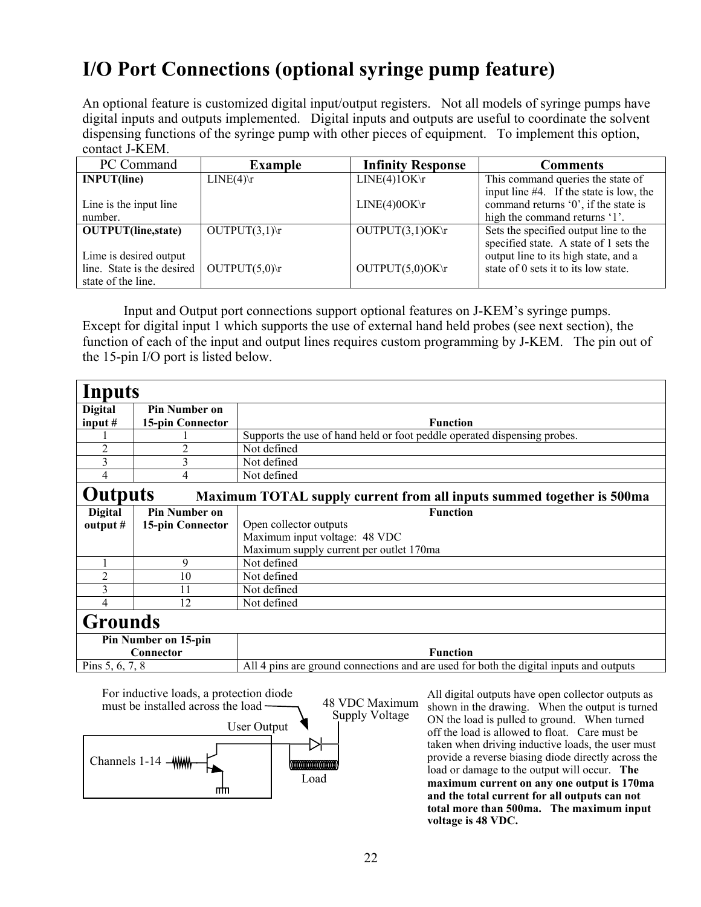# I/O Port Connections (optional syringe pump feature)

An optional feature is customized digital input/output registers. Not all models of syringe pumps have digital inputs and outputs implemented. Digital inputs and outputs are useful to coordinate the solvent dispensing functions of the syringe pump with other pieces of equipment. To implement this option, contact J-KEM.

| PC Command | Example | Infinity Response | Comments |
|---|---|---|---|
| **INPUT(line)**<br><br>Line is the input line number. | LINE(4)\r | LINE(4)1OK\r<br><br>LINE(4)0OK\r | This command queries the state of input line #4. If the state is low, the command returns '0', if the state is high the command returns '1'. |
| **OUTPUT(line,state)**<br><br>Lime is desired output line. State is the desired state of the line. | OUTPUT(3,1)\r<br><br>OUTPUT(5,0)\r | OUTPUT(3,1)OK\r<br><br>OUTPUT(5,0)OK\r | Sets the specified output line to the specified state. A state of 1 sets the output line to its high state, and a state of 0 sets it to its low state. |

Input and Output port connections support optional features on J-KEM's syringe pumps. Except for digital input 1 which supports the use of external hand held probes (see next section), the function of each of the input and output lines requires custom programming by J-KEM. The pin out of the 15-pin I/O port is listed below.

## Inputs

| Digital input # | Pin Number on 15-pin Connector | Function |
|---|---|---|
| 1 | 1 | Supports the use of hand held or foot peddle operated dispensing probes. |
| 2 | 2 | Not defined |
| 3 | 3 | Not defined |
| 4 | 4 | Not defined |

## Outputs **Maximum TOTAL supply current from all inputs summed together is 500ma**

| Digital output # | Pin Number on 15-pin Connector | Function<br>Open collector outputs<br>Maximum input voltage: 48 VDC<br>Maximum supply current per outlet 170ma |
|---|---|---|
| 1 | 9 | Not defined |
| 2 | 10 | Not defined |
| 3 | 11 | Not defined |
| 4 | 12 | Not defined |

## Grounds

| Pin Number on 15-pin Connector | Function |
|---|---|
| Pins 5, 6, 7, 8 | All 4 pins are ground connections and are used for both the digital inputs and outputs |

For inductive loads, a protection diode must be installed across the load

48 VDC Maximum Supply Voltage

User Output

Channels 1-14

Load

All digital outputs have open collector outputs as shown in the drawing. When the output is turned ON the load is pulled to ground. When turned off the load is allowed to float. Care must be taken when driving inductive loads, the user must provide a reverse biasing diode directly across the load or damage to the output will occur. **The maximum current on any one output is 170ma and the total current for all outputs can not total more than 500ma. The maximum input voltage is 48 VDC.**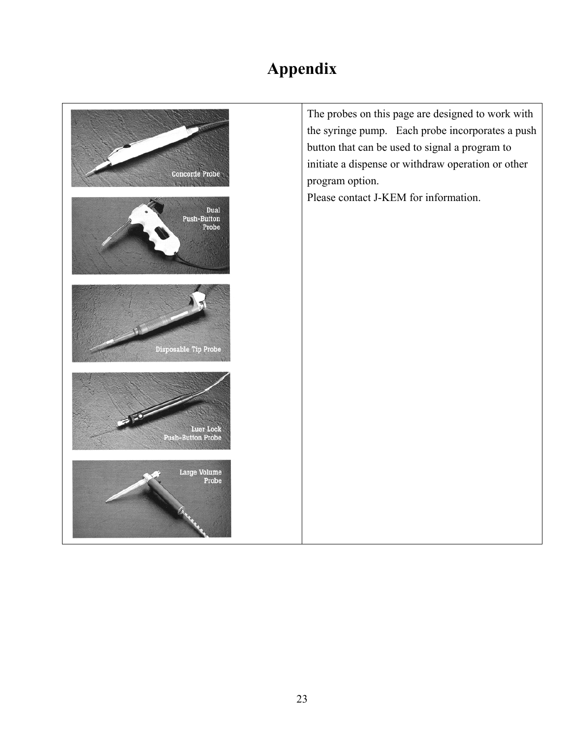# Appendix

The probes on this page are designed to work with the syringe pump. Each probe incorporates a push button that can be used to signal a program to initiate a dispense or withdraw operation or other program option.

Please contact J-KEM for information.

Concorde Probe

Dual Push-Button Probe

Disposable Tip Probe

Luer Lock Push-Button Probe

Large Volume Probe